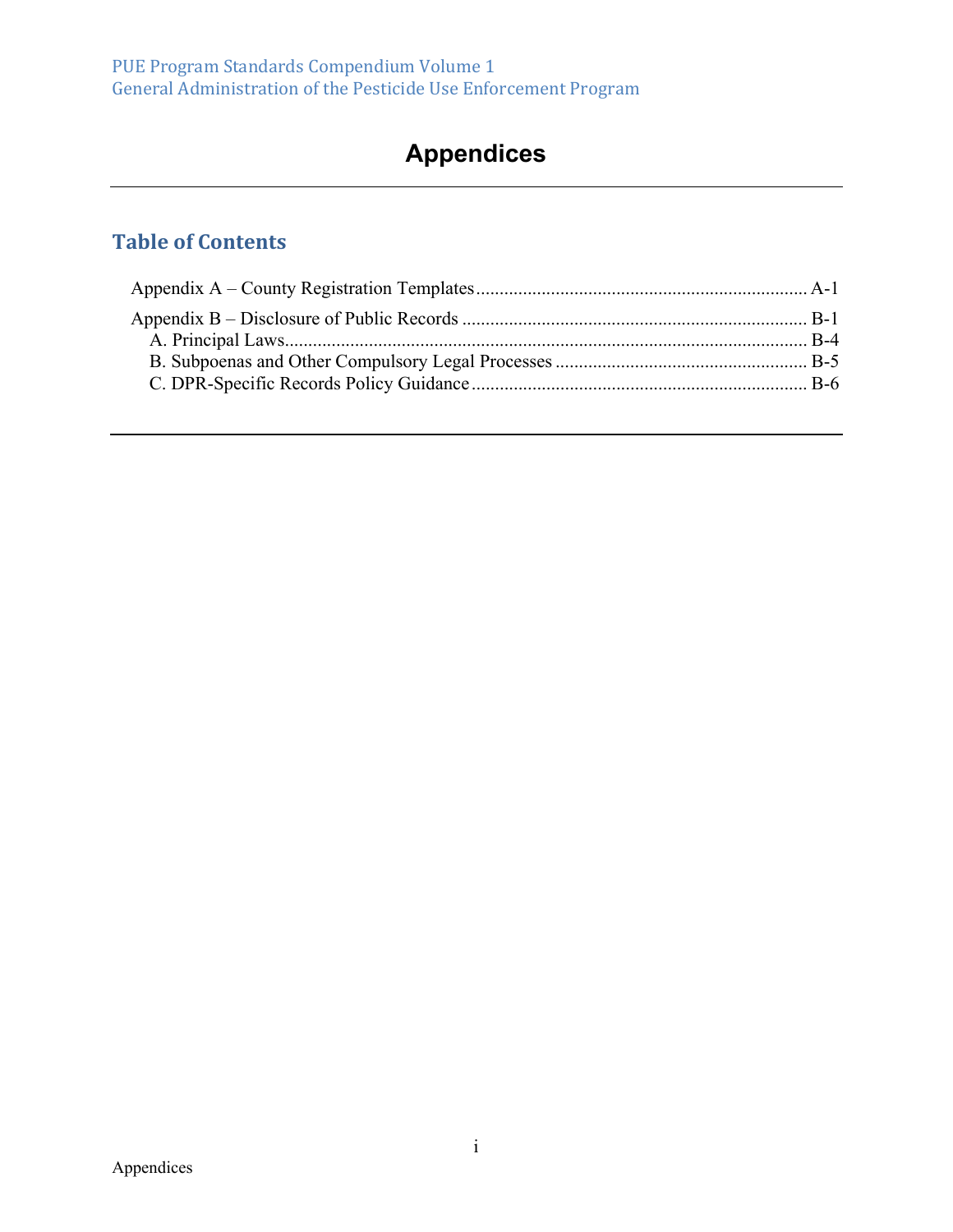# Appendices

## Table of Contents

Appendix A – County Registration Templates ........................................ A-1

Appendix B – Disclosure of Public Records ........................................ B-1

- A. Principal Laws ........................................ B-4
- B. Subpoenas and Other Compulsory Legal Processes ........................................ B-5
- C. DPR-Specific Records Policy Guidance ........................................ B-6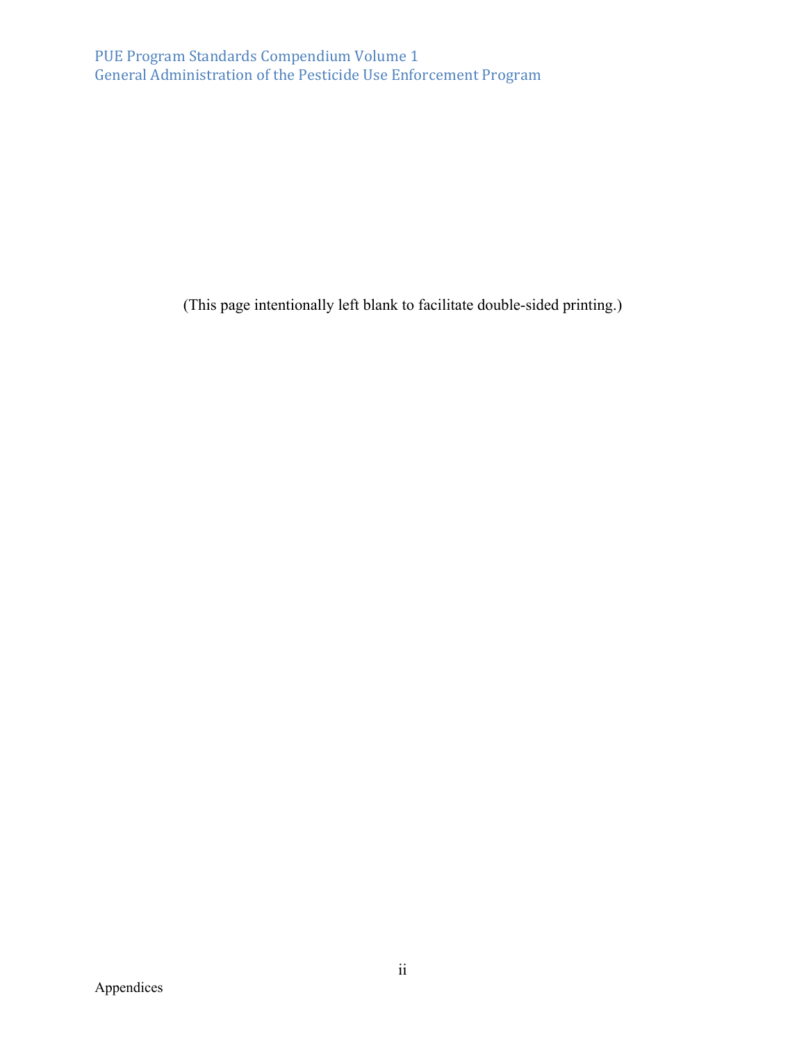(This page intentionally left blank to facilitate double-sided printing.)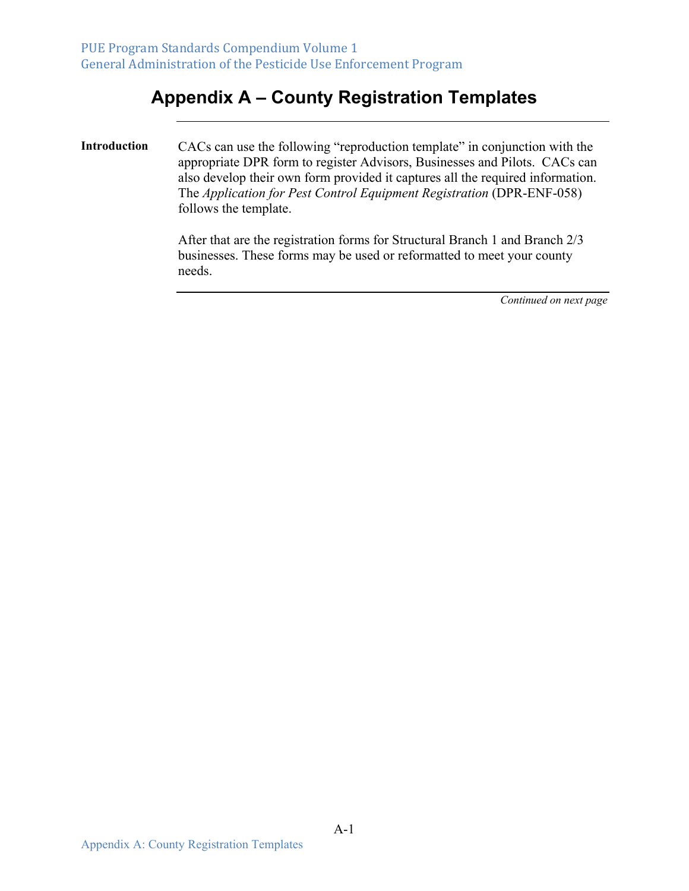# Appendix A – County Registration Templates

**Introduction**

CACs can use the following “reproduction template” in conjunction with the appropriate DPR form to register Advisors, Businesses and Pilots. CACs can also develop their own form provided it captures all the required information. The *Application for Pest Control Equipment Registration* (DPR-ENF-058) follows the template.

After that are the registration forms for Structural Branch 1 and Branch 2/3 businesses. These forms may be used or reformatted to meet your county needs.

*Continued on next page*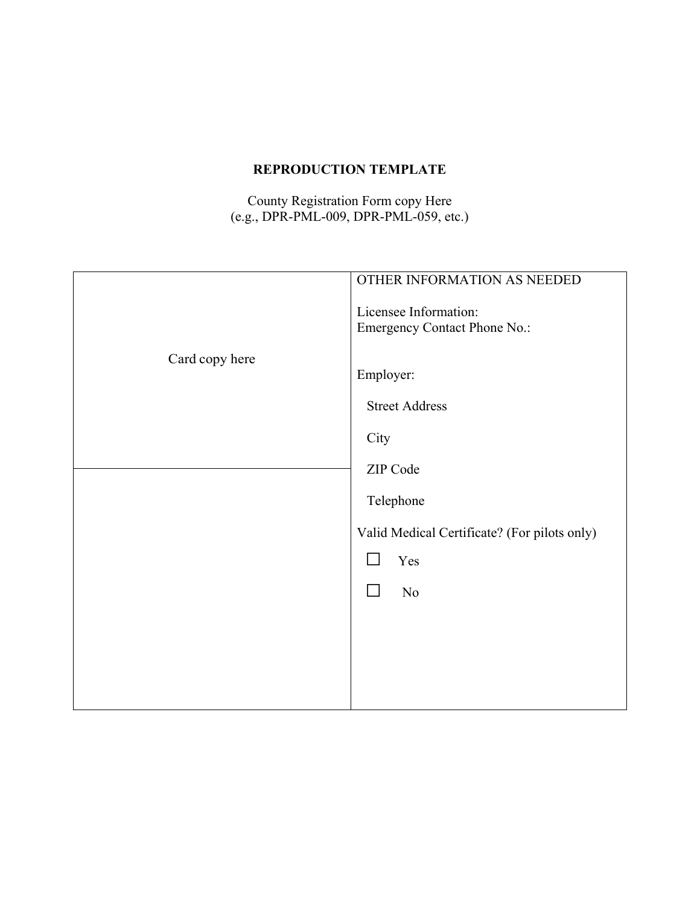**REPRODUCTION TEMPLATE**

County Registration Form copy Here
(e.g., DPR-PML-009, DPR-PML-059, etc.)

| Card copy here | OTHER INFORMATION AS NEEDED<br><br>Licensee Information:<br>Emergency Contact Phone No.:<br><br>Employer:<br>Street Address<br>City<br>ZIP Code<br>Telephone<br><br>Valid Medical Certificate? (For pilots only)<br>☐ Yes<br>☐ No |
|---|---|
| | |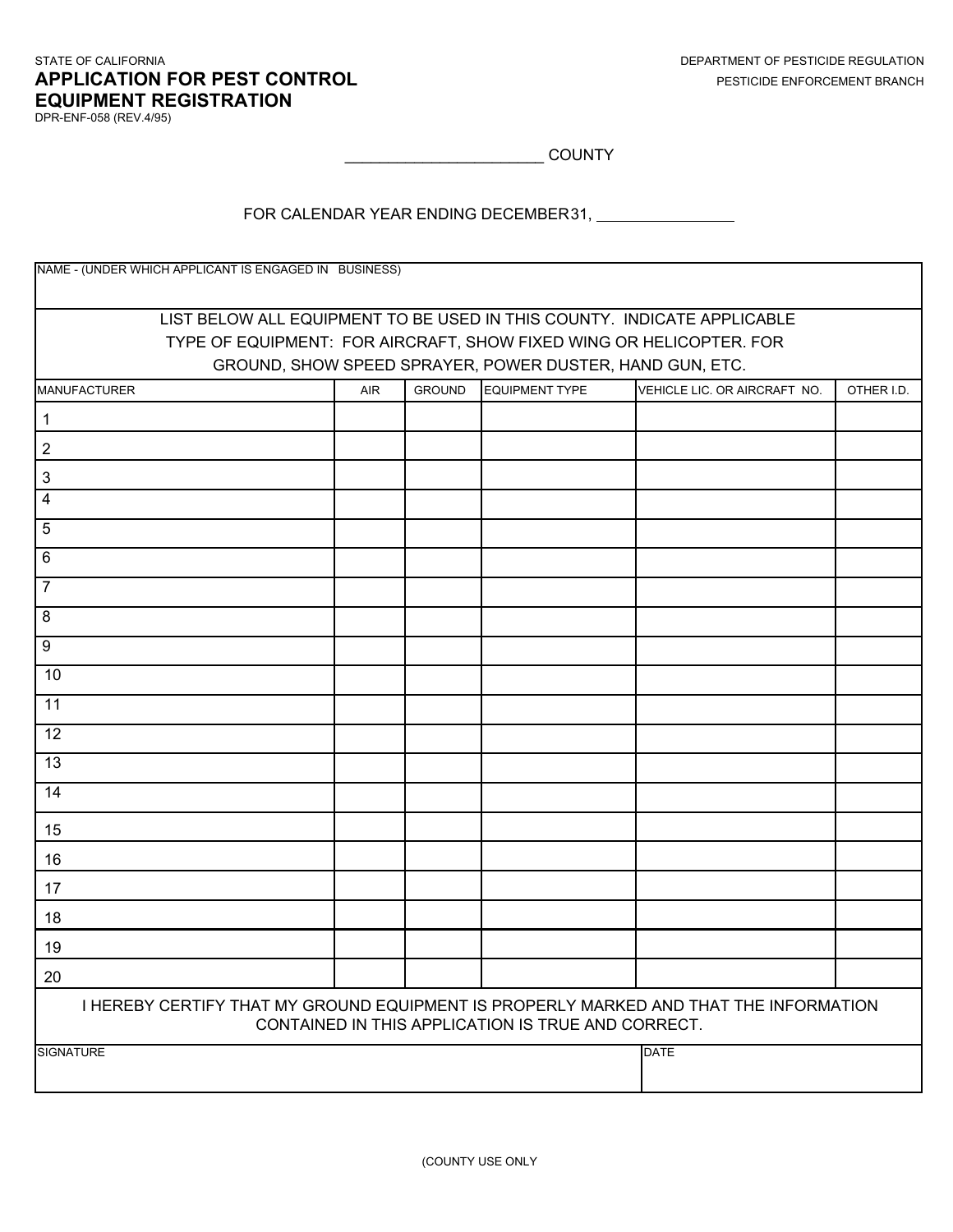STATE OF CALIFORNIA

DEPARTMENT OF PESTICIDE REGULATION

PESTICIDE ENFORCEMENT BRANCH

# APPLICATION FOR PEST CONTROL EQUIPMENT REGISTRATION

DPR-ENF-058 (REV.4/95)

______________________ COUNTY

FOR CALENDAR YEAR ENDING DECEMBER 31, ________________

NAME - (UNDER WHICH APPLICANT IS ENGAGED IN BUSINESS)

LIST BELOW ALL EQUIPMENT TO BE USED IN THIS COUNTY. INDICATE APPLICABLE TYPE OF EQUIPMENT: FOR AIRCRAFT, SHOW FIXED WING OR HELICOPTER. FOR GROUND, SHOW SPEED SPRAYER, POWER DUSTER, HAND GUN, ETC.

| MANUFACTURER | AIR | GROUND | EQUIPMENT TYPE | VEHICLE LIC. OR AIRCRAFT NO. | OTHER I.D. |
|---|---|---|---|---|---|
| 1 | | | | | |
| 2 | | | | | |
| 3 | | | | | |
| 4 | | | | | |
| 5 | | | | | |
| 6 | | | | | |
| 7 | | | | | |
| 8 | | | | | |
| 9 | | | | | |
| 10 | | | | | |
| 11 | | | | | |
| 12 | | | | | |
| 13 | | | | | |
| 14 | | | | | |
| 15 | | | | | |
| 16 | | | | | |
| 17 | | | | | |
| 18 | | | | | |
| 19 | | | | | |
| 20 | | | | | |

I HEREBY CERTIFY THAT MY GROUND EQUIPMENT IS PROPERLY MARKED AND THAT THE INFORMATION CONTAINED IN THIS APPLICATION IS TRUE AND CORRECT.

| SIGNATURE | DATE |
|---|---|
| | |

(COUNTY USE ONLY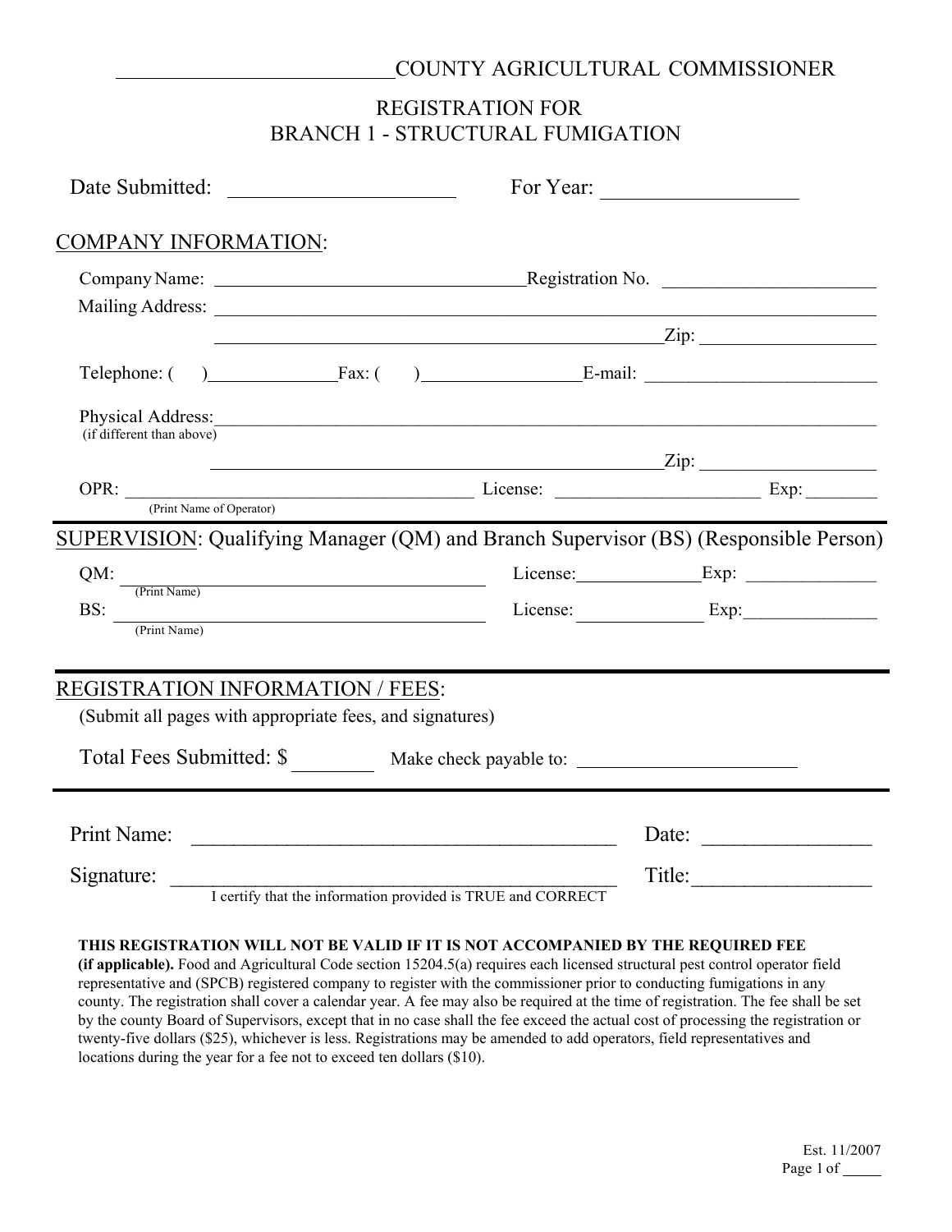\_\_\_\_\_\_\_\_\_\_\_\_\_\_\_\_\_\_\_\_\_\_\_\_\_\_ COUNTY AGRICULTURAL COMMISSIONER

# REGISTRATION FOR BRANCH 1 - STRUCTURAL FUMIGATION

Date Submitted: \_\_\_\_\_\_\_\_\_\_\_\_\_\_\_\_\_\_\_\_ For Year: \_\_\_\_\_\_\_\_\_\_\_\_\_\_\_\_\_\_

## COMPANY INFORMATION:

Company Name: \_\_\_\_\_\_\_\_\_\_\_\_\_\_\_\_\_\_\_\_\_\_\_\_\_\_\_\_\_\_\_\_ Registration No. \_\_\_\_\_\_\_\_\_\_\_\_\_\_\_\_\_\_\_\_\_\_

Mailing Address: \_\_\_\_\_\_\_\_\_\_\_\_\_\_\_\_\_\_\_\_\_\_\_\_\_\_\_\_\_\_\_\_\_\_\_\_\_\_\_\_\_\_\_\_\_\_\_\_\_\_\_\_\_\_\_\_\_\_\_\_\_\_\_\_\_\_\_\_

\_\_\_\_\_\_\_\_\_\_\_\_\_\_\_\_\_\_\_\_\_\_\_\_\_\_\_\_\_\_\_\_\_\_\_\_\_\_\_\_\_\_\_\_\_\_ Zip: \_\_\_\_\_\_\_\_\_\_\_\_\_\_\_\_\_\_\_

Telephone: (     ) \_\_\_\_\_\_\_\_\_\_\_\_\_\_ Fax: (     ) \_\_\_\_\_\_\_\_\_\_\_\_\_\_\_\_\_ E-mail: \_\_\_\_\_\_\_\_\_\_\_\_\_\_\_\_\_\_\_\_\_\_\_\_\_

Physical Address: \_\_\_\_\_\_\_\_\_\_\_\_\_\_\_\_\_\_\_\_\_\_\_\_\_\_\_\_\_\_\_\_\_\_\_\_\_\_\_\_\_\_\_\_\_\_\_\_\_\_\_\_\_\_\_\_\_\_\_\_\_\_\_\_\_\_\_\_
(if different than above)

\_\_\_\_\_\_\_\_\_\_\_\_\_\_\_\_\_\_\_\_\_\_\_\_\_\_\_\_\_\_\_\_\_\_\_\_\_\_\_\_\_\_\_\_\_\_\_\_\_ Zip: \_\_\_\_\_\_\_\_\_\_\_\_\_\_\_\_\_\_\_

OPR: \_\_\_\_\_\_\_\_\_\_\_\_\_\_\_\_\_\_\_\_\_\_\_\_\_\_\_\_\_\_\_\_\_\_\_\_\_\_ License: \_\_\_\_\_\_\_\_\_\_\_\_\_\_\_\_\_\_\_\_\_\_ Exp: \_\_\_\_\_\_\_\_
(Print Name of Operator)

---

## SUPERVISION: Qualifying Manager (QM) and Branch Supervisor (BS) (Responsible Person)

QM: \_\_\_\_\_\_\_\_\_\_\_\_\_\_\_\_\_\_\_\_\_\_\_\_\_\_\_\_\_\_\_\_\_\_\_\_\_\_\_\_\_\_ License: \_\_\_\_\_\_\_\_\_\_\_\_\_\_ Exp: \_\_\_\_\_\_\_\_\_\_\_\_\_\_
(Print Name)

BS: \_\_\_\_\_\_\_\_\_\_\_\_\_\_\_\_\_\_\_\_\_\_\_\_\_\_\_\_\_\_\_\_\_\_\_\_\_\_\_\_\_\_ License: \_\_\_\_\_\_\_\_\_\_\_\_\_\_ Exp: \_\_\_\_\_\_\_\_\_\_\_\_\_\_
(Print Name)

---

## REGISTRATION INFORMATION / FEES:

(Submit all pages with appropriate fees, and signatures)

Total Fees Submitted: $ \_\_\_\_\_\_\_\_ Make check payable to: \_\_\_\_\_\_\_\_\_\_\_\_\_\_\_\_\_\_\_\_\_\_

---

Print Name: \_\_\_\_\_\_\_\_\_\_\_\_\_\_\_\_\_\_\_\_\_\_\_\_\_\_\_\_\_\_\_\_\_\_\_\_\_\_\_\_\_ Date: \_\_\_\_\_\_\_\_\_\_\_\_\_\_\_\_

Signature: \_\_\_\_\_\_\_\_\_\_\_\_\_\_\_\_\_\_\_\_\_\_\_\_\_\_\_\_\_\_\_\_\_\_\_\_\_\_\_\_\_\_\_\_ Title: \_\_\_\_\_\_\_\_\_\_\_\_\_\_\_\_\_
I certify that the information provided is TRUE and CORRECT

**THIS REGISTRATION WILL NOT BE VALID IF IT IS NOT ACCOMPANIED BY THE REQUIRED FEE (if applicable).** Food and Agricultural Code section 15204.5(a) requires each licensed structural pest control operator field representative and (SPCB) registered company to register with the commissioner prior to conducting fumigations in any county. The registration shall cover a calendar year. A fee may also be required at the time of registration. The fee shall be set by the county Board of Supervisors, except that in no case shall the fee exceed the actual cost of processing the registration or twenty-five dollars ($25), whichever is less. Registrations may be amended to add operators, field representatives and locations during the year for a fee not to exceed ten dollars ($10).

Est. 11/2007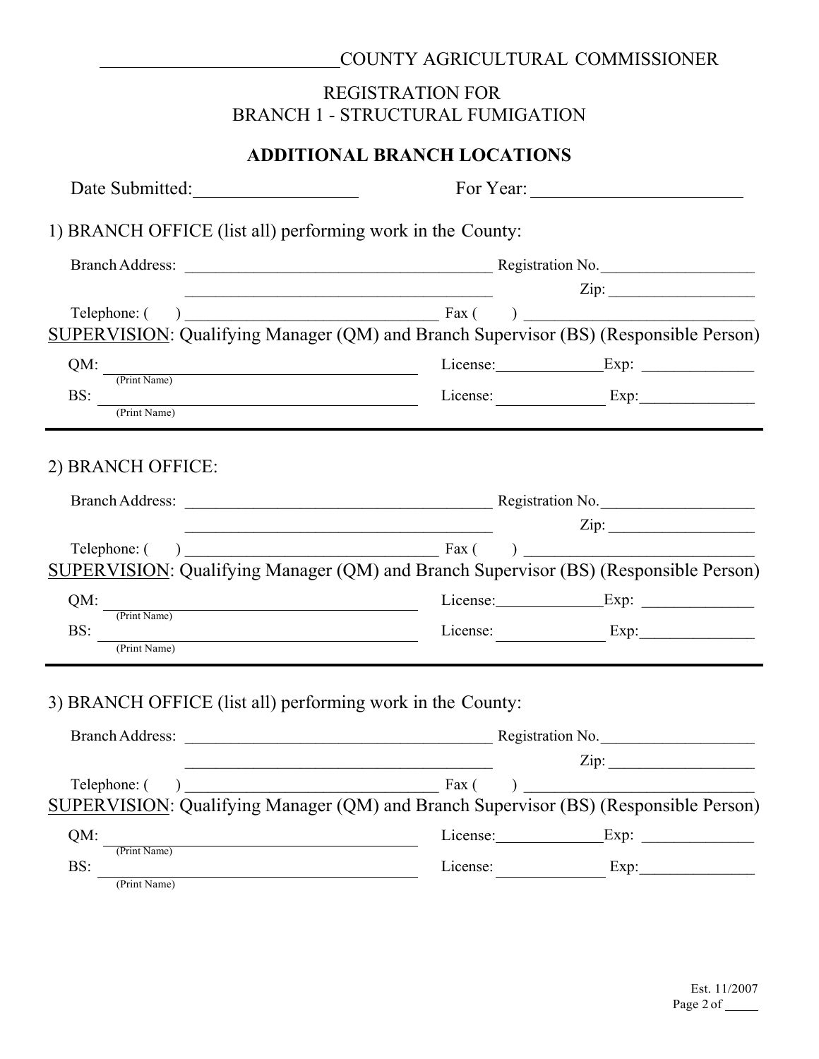\_\_\_\_\_\_\_\_\_\_\_\_\_\_\_\_\_\_\_\_\_\_\_\_COUNTY AGRICULTURAL COMMISSIONER

REGISTRATION FOR
BRANCH 1 - STRUCTURAL FUMIGATION

**ADDITIONAL BRANCH LOCATIONS**

Date Submitted:\_\_\_\_\_\_\_\_\_\_\_\_\_\_\_\_\_\_ For Year: \_\_\_\_\_\_\_\_\_\_\_\_\_\_\_\_\_\_\_\_\_\_\_\_

1) BRANCH OFFICE (list all) performing work in the County:

Branch Address: \_\_\_\_\_\_\_\_\_\_\_\_\_\_\_\_\_\_\_\_\_\_\_\_\_\_\_\_\_\_\_\_\_\_\_\_\_\_\_ Registration No.\_\_\_\_\_\_\_\_\_\_\_\_\_\_\_\_\_\_\_

\_\_\_\_\_\_\_\_\_\_\_\_\_\_\_\_\_\_\_\_\_\_\_\_\_\_\_\_\_\_\_\_\_\_\_\_\_\_\_ Zip: \_\_\_\_\_\_\_\_\_\_\_\_\_\_\_\_\_\_\_

Telephone: ( ) \_\_\_\_\_\_\_\_\_\_\_\_\_\_\_\_\_\_\_\_\_\_\_\_\_\_\_\_\_\_\_ Fax ( ) \_\_\_\_\_\_\_\_\_\_\_\_\_\_\_\_\_\_\_\_\_\_\_\_\_\_\_\_\_

<u>SUPERVISION</u>: Qualifying Manager (QM) and Branch Supervisor (BS) (Responsible Person)

QM: \_\_\_\_\_\_\_\_\_\_\_\_\_\_\_\_\_\_\_\_\_\_\_\_\_\_\_\_\_\_\_\_\_\_\_\_\_\_\_\_ License:\_\_\_\_\_\_\_\_\_\_\_\_\_Exp: \_\_\_\_\_\_\_\_\_\_\_\_\_\_
(Print Name)

BS: \_\_\_\_\_\_\_\_\_\_\_\_\_\_\_\_\_\_\_\_\_\_\_\_\_\_\_\_\_\_\_\_\_\_\_\_\_\_\_\_ License: \_\_\_\_\_\_\_\_\_\_\_\_\_ Exp:\_\_\_\_\_\_\_\_\_\_\_\_\_\_
(Print Name)

---

2) BRANCH OFFICE:

Branch Address: \_\_\_\_\_\_\_\_\_\_\_\_\_\_\_\_\_\_\_\_\_\_\_\_\_\_\_\_\_\_\_\_\_\_\_\_\_\_\_ Registration No.\_\_\_\_\_\_\_\_\_\_\_\_\_\_\_\_\_\_\_

\_\_\_\_\_\_\_\_\_\_\_\_\_\_\_\_\_\_\_\_\_\_\_\_\_\_\_\_\_\_\_\_\_\_\_\_\_\_\_ Zip: \_\_\_\_\_\_\_\_\_\_\_\_\_\_\_\_\_\_\_

Telephone: ( ) \_\_\_\_\_\_\_\_\_\_\_\_\_\_\_\_\_\_\_\_\_\_\_\_\_\_\_\_\_\_\_ Fax ( ) \_\_\_\_\_\_\_\_\_\_\_\_\_\_\_\_\_\_\_\_\_\_\_\_\_\_\_\_\_

<u>SUPERVISION</u>: Qualifying Manager (QM) and Branch Supervisor (BS) (Responsible Person)

QM: \_\_\_\_\_\_\_\_\_\_\_\_\_\_\_\_\_\_\_\_\_\_\_\_\_\_\_\_\_\_\_\_\_\_\_\_\_\_\_\_ License:\_\_\_\_\_\_\_\_\_\_\_\_\_Exp: \_\_\_\_\_\_\_\_\_\_\_\_\_\_
(Print Name)

BS: \_\_\_\_\_\_\_\_\_\_\_\_\_\_\_\_\_\_\_\_\_\_\_\_\_\_\_\_\_\_\_\_\_\_\_\_\_\_\_\_ License: \_\_\_\_\_\_\_\_\_\_\_\_\_ Exp:\_\_\_\_\_\_\_\_\_\_\_\_\_\_
(Print Name)

---

3) BRANCH OFFICE (list all) performing work in the County:

Branch Address: \_\_\_\_\_\_\_\_\_\_\_\_\_\_\_\_\_\_\_\_\_\_\_\_\_\_\_\_\_\_\_\_\_\_\_\_\_\_\_ Registration No.\_\_\_\_\_\_\_\_\_\_\_\_\_\_\_\_\_\_\_

\_\_\_\_\_\_\_\_\_\_\_\_\_\_\_\_\_\_\_\_\_\_\_\_\_\_\_\_\_\_\_\_\_\_\_\_\_\_\_ Zip: \_\_\_\_\_\_\_\_\_\_\_\_\_\_\_\_\_\_\_

Telephone: ( ) \_\_\_\_\_\_\_\_\_\_\_\_\_\_\_\_\_\_\_\_\_\_\_\_\_\_\_\_\_\_\_ Fax ( ) \_\_\_\_\_\_\_\_\_\_\_\_\_\_\_\_\_\_\_\_\_\_\_\_\_\_\_\_\_

<u>SUPERVISION</u>: Qualifying Manager (QM) and Branch Supervisor (BS) (Responsible Person)

QM: \_\_\_\_\_\_\_\_\_\_\_\_\_\_\_\_\_\_\_\_\_\_\_\_\_\_\_\_\_\_\_\_\_\_\_\_\_\_\_\_ License:\_\_\_\_\_\_\_\_\_\_\_\_\_Exp: \_\_\_\_\_\_\_\_\_\_\_\_\_\_
(Print Name)

BS: \_\_\_\_\_\_\_\_\_\_\_\_\_\_\_\_\_\_\_\_\_\_\_\_\_\_\_\_\_\_\_\_\_\_\_\_\_\_\_\_ License: \_\_\_\_\_\_\_\_\_\_\_\_\_ Exp:\_\_\_\_\_\_\_\_\_\_\_\_\_\_
(Print Name)

Est. 11/2007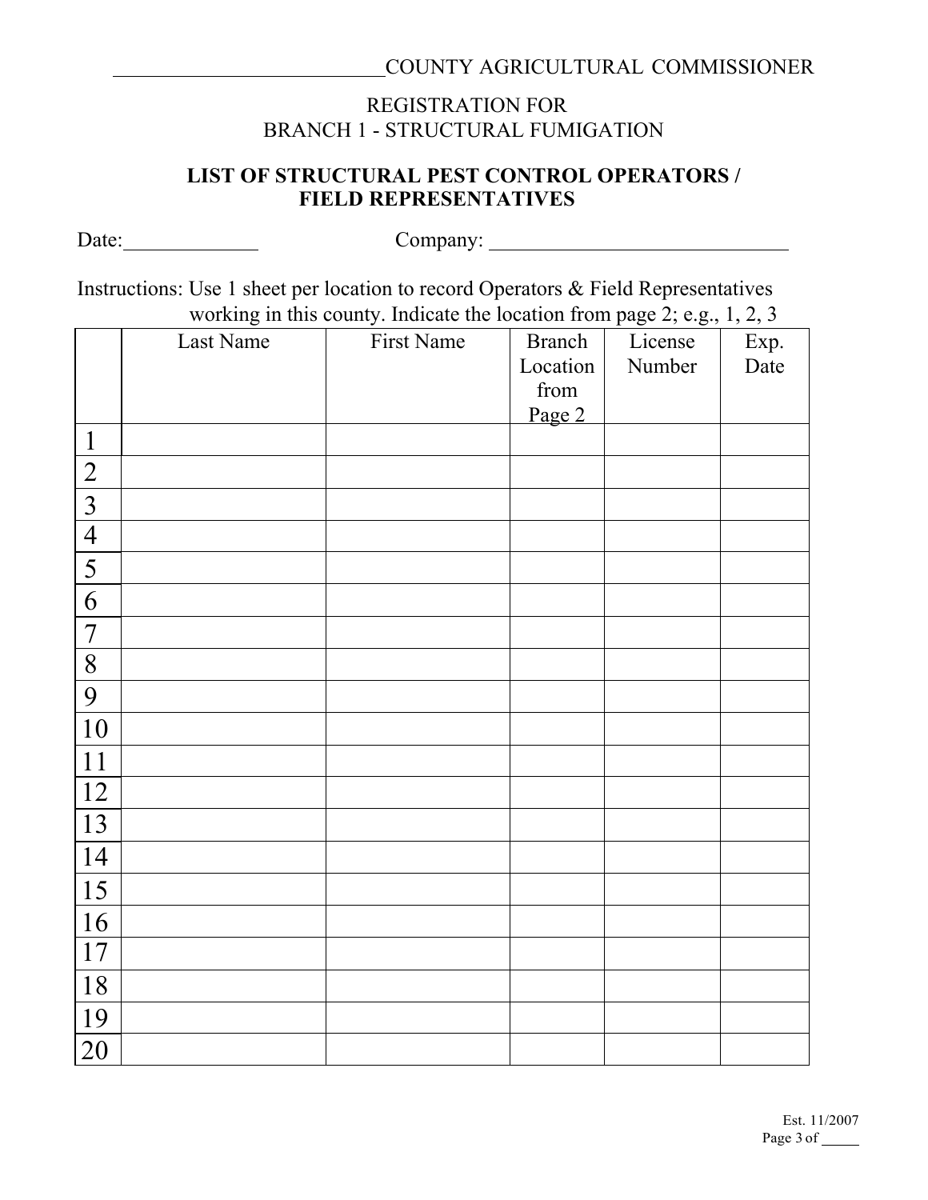\_\_\_\_\_\_\_\_\_\_\_\_\_\_\_\_\_\_\_\_\_\_\_\_\_\_COUNTY AGRICULTURAL COMMISSIONER

REGISTRATION FOR
BRANCH 1 - STRUCTURAL FUMIGATION

## LIST OF STRUCTURAL PEST CONTROL OPERATORS / FIELD REPRESENTATIVES

Date:\_\_\_\_\_\_\_\_\_\_\_\_\_ Company: \_\_\_\_\_\_\_\_\_\_\_\_\_\_\_\_\_\_\_\_\_\_\_\_\_\_\_\_\_\_

Instructions: Use 1 sheet per location to record Operators & Field Representatives working in this county. Indicate the location from page 2; e.g., 1, 2, 3

| | Last Name | First Name | Branch Location from Page 2 | License Number | Exp. Date |
|---|---|---|---|---|---|
| 1 | | | | | |
| 2 | | | | | |
| 3 | | | | | |
| 4 | | | | | |
| 5 | | | | | |
| 6 | | | | | |
| 7 | | | | | |
| 8 | | | | | |
| 9 | | | | | |
| 10 | | | | | |
| 11 | | | | | |
| 12 | | | | | |
| 13 | | | | | |
| 14 | | | | | |
| 15 | | | | | |
| 16 | | | | | |
| 17 | | | | | |
| 18 | | | | | |
| 19 | | | | | |
| 20 | | | | | |

Est. 11/2007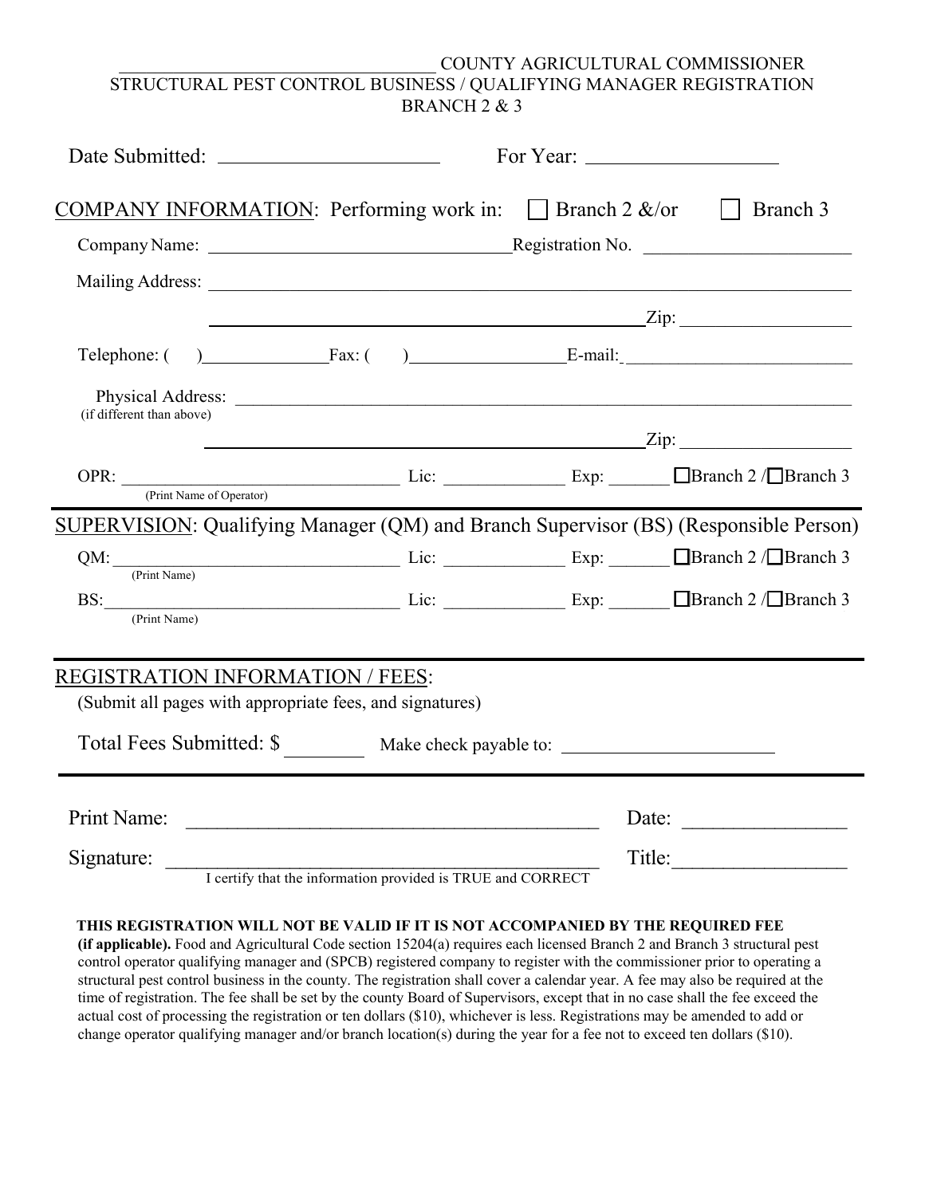\_\_\_\_\_\_\_\_\_\_\_\_\_\_\_\_\_\_\_\_\_\_\_\_\_\_\_\_\_\_\_ COUNTY AGRICULTURAL COMMISSIONER
STRUCTURAL PEST CONTROL BUSINESS / QUALIFYING MANAGER REGISTRATION
BRANCH 2 & 3

Date Submitted: \_\_\_\_\_\_\_\_\_\_\_\_\_\_\_\_\_\_\_\_ For Year: \_\_\_\_\_\_\_\_\_\_\_\_\_\_\_\_\_\_

<u>COMPANY INFORMATION</u>: Performing work in: ☐ Branch 2 &/or ☐ Branch 3

Company Name: \_\_\_\_\_\_\_\_\_\_\_\_\_\_\_\_\_\_\_\_\_\_\_\_\_\_\_\_\_\_ Registration No. \_\_\_\_\_\_\_\_\_\_\_\_\_\_\_\_\_\_\_\_

Mailing Address: \_\_\_\_\_\_\_\_\_\_\_\_\_\_\_\_\_\_\_\_\_\_\_\_\_\_\_\_\_\_\_\_\_\_\_\_\_\_\_\_\_\_\_\_\_\_\_\_\_\_\_\_\_\_

\_\_\_\_\_\_\_\_\_\_\_\_\_\_\_\_\_\_\_\_\_\_\_\_\_\_\_\_\_\_\_\_\_\_\_\_\_\_\_\_\_\_\_\_ Zip: \_\_\_\_\_\_\_\_\_\_\_\_\_\_\_\_\_\_

Telephone: ( ) \_\_\_\_\_\_\_\_\_\_\_\_ Fax: ( ) \_\_\_\_\_\_\_\_\_\_\_\_\_\_\_ E-mail: \_\_\_\_\_\_\_\_\_\_\_\_\_\_\_\_\_\_\_\_\_\_

Physical Address: \_\_\_\_\_\_\_\_\_\_\_\_\_\_\_\_\_\_\_\_\_\_\_\_\_\_\_\_\_\_\_\_\_\_\_\_\_\_\_\_\_\_\_\_\_\_\_\_\_\_\_\_\_\_
(if different than above)

\_\_\_\_\_\_\_\_\_\_\_\_\_\_\_\_\_\_\_\_\_\_\_\_\_\_\_\_\_\_\_\_\_\_\_\_\_\_\_\_\_\_\_\_ Zip: \_\_\_\_\_\_\_\_\_\_\_\_\_\_\_\_\_\_

OPR: \_\_\_\_\_\_\_\_\_\_\_\_\_\_\_\_\_\_\_\_\_\_\_\_\_\_\_\_\_\_ Lic: \_\_\_\_\_\_\_\_\_\_\_\_ Exp: \_\_\_\_\_\_ ☐Branch 2 /☐Branch 3
(Print Name of Operator)

<u>SUPERVISION</u>: Qualifying Manager (QM) and Branch Supervisor (BS) (Responsible Person)

QM: \_\_\_\_\_\_\_\_\_\_\_\_\_\_\_\_\_\_\_\_\_\_\_\_\_\_\_\_\_\_ Lic: \_\_\_\_\_\_\_\_\_\_\_\_ Exp: \_\_\_\_\_\_ ☐Branch 2 /☐Branch 3
(Print Name)

BS: \_\_\_\_\_\_\_\_\_\_\_\_\_\_\_\_\_\_\_\_\_\_\_\_\_\_\_\_\_\_ Lic: \_\_\_\_\_\_\_\_\_\_\_\_ Exp: \_\_\_\_\_\_ ☐Branch 2 /☐Branch 3
(Print Name)

<u>REGISTRATION INFORMATION / FEES</u>:

(Submit all pages with appropriate fees, and signatures)

Total Fees Submitted: $ \_\_\_\_\_\_\_ Make check payable to: \_\_\_\_\_\_\_\_\_\_\_\_\_\_\_\_\_\_\_\_

Print Name: \_\_\_\_\_\_\_\_\_\_\_\_\_\_\_\_\_\_\_\_\_\_\_\_\_\_\_\_\_\_\_\_\_\_\_\_\_\_\_ Date: \_\_\_\_\_\_\_\_\_\_\_\_\_\_\_

Signature: \_\_\_\_\_\_\_\_\_\_\_\_\_\_\_\_\_\_\_\_\_\_\_\_\_\_\_\_\_\_\_\_\_\_\_\_\_\_\_\_\_ Title: \_\_\_\_\_\_\_\_\_\_\_\_\_\_\_\_
I certify that the information provided is TRUE and CORRECT

**THIS REGISTRATION WILL NOT BE VALID IF IT IS NOT ACCOMPANIED BY THE REQUIRED FEE (if applicable).** Food and Agricultural Code section 15204(a) requires each licensed Branch 2 and Branch 3 structural pest control operator qualifying manager and (SPCB) registered company to register with the commissioner prior to operating a structural pest control business in the county. The registration shall cover a calendar year. A fee may also be required at the time of registration. The fee shall be set by the county Board of Supervisors, except that in no case shall the fee exceed the actual cost of processing the registration or ten dollars ($10), whichever is less. Registrations may be amended to add or change operator qualifying manager and/or branch location(s) during the year for a fee not to exceed ten dollars ($10).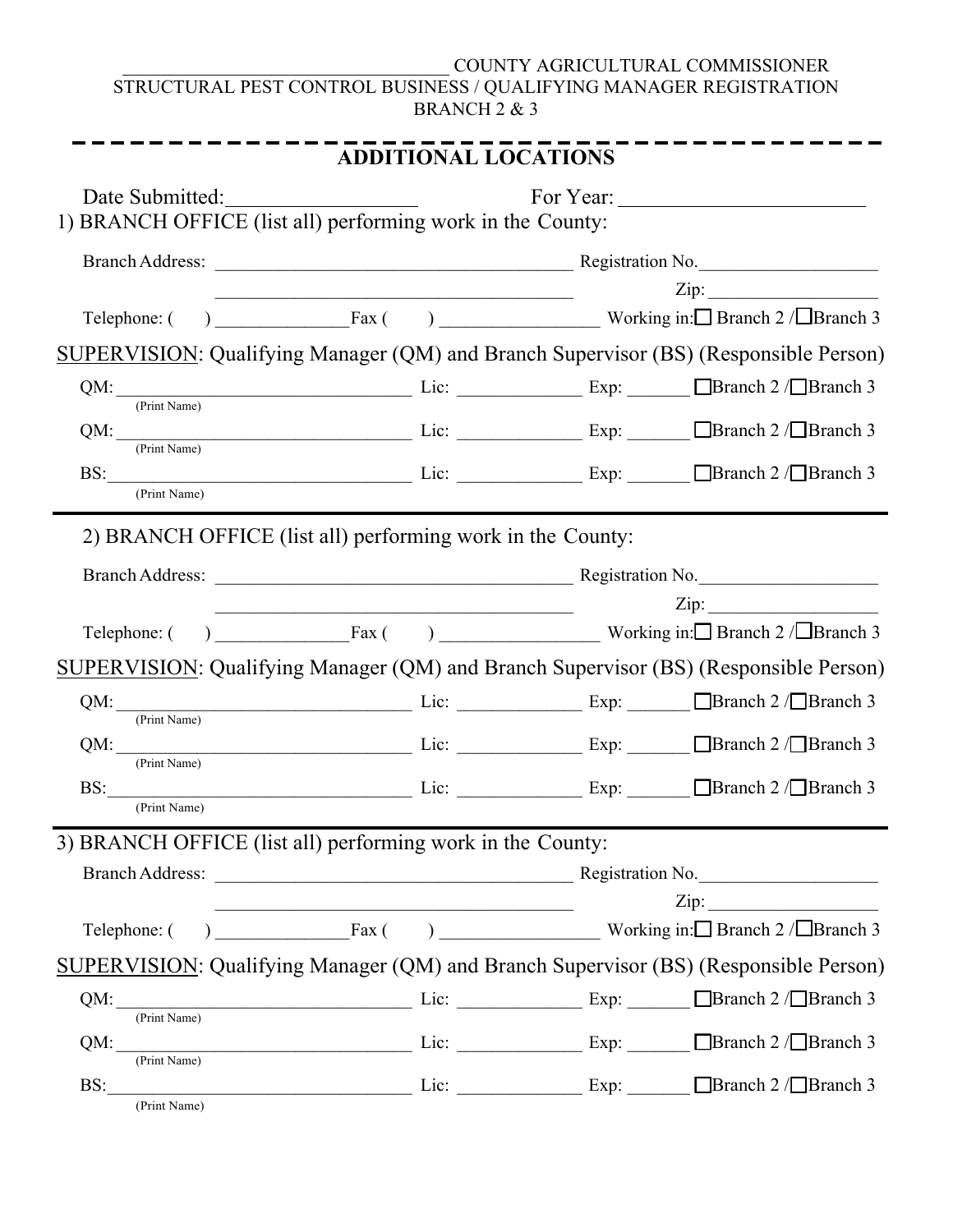_______________________________ COUNTY AGRICULTURAL COMMISSIONER
STRUCTURAL PEST CONTROL BUSINESS / QUALIFYING MANAGER REGISTRATION
BRANCH 2 & 3

# ADDITIONAL LOCATIONS

Date Submitted:_________________ For Year: _______________________

1) BRANCH OFFICE (list all) performing work in the County:

Branch Address: _____________________________________ Registration No.___________________

_____________________________________ Zip: __________________

Telephone: ( ) ______________Fax ( ) ________________ Working in:☐ Branch 2 /☐Branch 3

SUPERVISION: Qualifying Manager (QM) and Branch Supervisor (BS) (Responsible Person)

QM: ______________________________ Lic: _____________ Exp: ______ ☐Branch 2 /☐Branch 3
(Print Name)

QM: ______________________________ Lic: _____________ Exp: ______ ☐Branch 2 /☐Branch 3
(Print Name)

BS: ______________________________ Lic: _____________ Exp: ______ ☐Branch 2 /☐Branch 3
(Print Name)

---

2) BRANCH OFFICE (list all) performing work in the County:

Branch Address: _____________________________________ Registration No.___________________

_____________________________________ Zip: __________________

Telephone: ( ) ______________Fax ( ) ________________ Working in:☐ Branch 2 /☐Branch 3

SUPERVISION: Qualifying Manager (QM) and Branch Supervisor (BS) (Responsible Person)

QM: ______________________________ Lic: _____________ Exp: ______ ☐Branch 2 /☐Branch 3
(Print Name)

QM: ______________________________ Lic: _____________ Exp: ______ ☐Branch 2 /☐Branch 3
(Print Name)

BS: ______________________________ Lic: _____________ Exp: ______ ☐Branch 2 /☐Branch 3
(Print Name)

---

3) BRANCH OFFICE (list all) performing work in the County:

Branch Address: _____________________________________ Registration No.___________________

_____________________________________ Zip: __________________

Telephone: ( ) ______________Fax ( ) ________________ Working in:☐ Branch 2 /☐Branch 3

SUPERVISION: Qualifying Manager (QM) and Branch Supervisor (BS) (Responsible Person)

QM: ______________________________ Lic: _____________ Exp: ______ ☐Branch 2 /☐Branch 3
(Print Name)

QM: ______________________________ Lic: _____________ Exp: ______ ☐Branch 2 /☐Branch 3
(Print Name)

BS: ______________________________ Lic: _____________ Exp: ______ ☐Branch 2 /☐Branch 3
(Print Name)